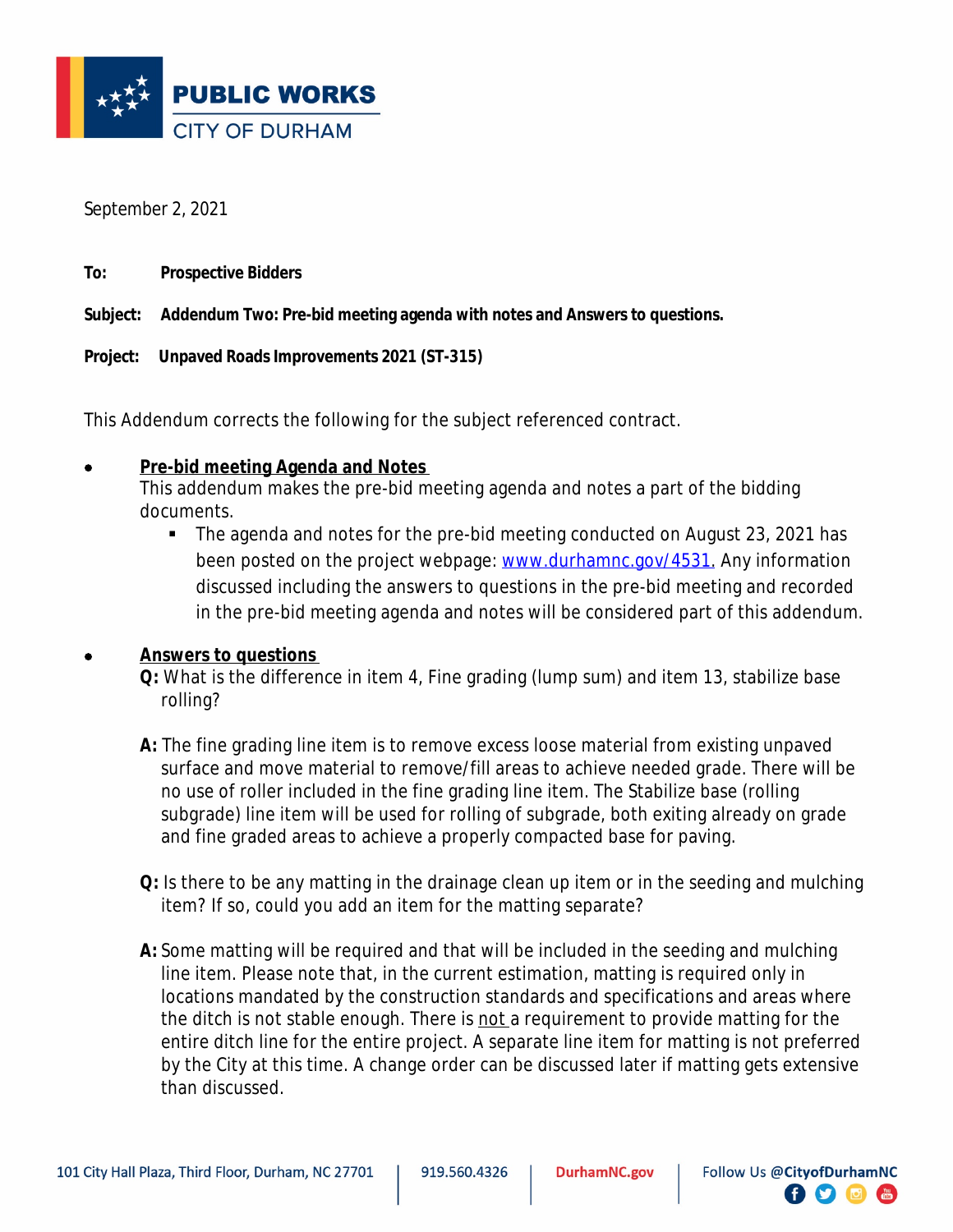**PUBLIC WORKS**
CITY OF DURHAM

September 2, 2021

**To:** **Prospective Bidders**

**Subject:** **Addendum Two: Pre-bid meeting agenda with notes and Answers to questions.**

**Project:** **Unpaved Roads Improvements 2021 (ST-315)**

This Addendum corrects the following for the subject referenced contract.

- **Pre-bid meeting Agenda and Notes**
  This addendum makes the pre-bid meeting agenda and notes a part of the bidding documents.
  - The agenda and notes for the pre-bid meeting conducted on August 23, 2021 has been posted on the project webpage: www.durhamnc.gov/4531. Any information discussed including the answers to questions in the pre-bid meeting and recorded in the pre-bid meeting agenda and notes will be considered part of this addendum.

- **Answers to questions**

  **Q:** What is the difference in item 4, Fine grading (lump sum) and item 13, stabilize base rolling?

  **A:** The fine grading line item is to remove excess loose material from existing unpaved surface and move material to remove/fill areas to achieve needed grade. There will be no use of roller included in the fine grading line item. The Stabilize base (rolling subgrade) line item will be used for rolling of subgrade, both exiting already on grade and fine graded areas to achieve a properly compacted base for paving.

  **Q:** Is there to be any matting in the drainage clean up item or in the seeding and mulching item? If so, could you add an item for the matting separate?

  **A:** Some matting will be required and that will be included in the seeding and mulching line item. Please note that, in the current estimation, matting is required only in locations mandated by the construction standards and specifications and areas where the ditch is not stable enough. There is not a requirement to provide matting for the entire ditch line for the entire project. A separate line item for matting is not preferred by the City at this time. A change order can be discussed later if matting gets extensive than discussed.

101 City Hall Plaza, Third Floor, Durham, NC 27701 | 919.560.4326 | DurhamNC.gov | Follow Us @CityofDurhamNC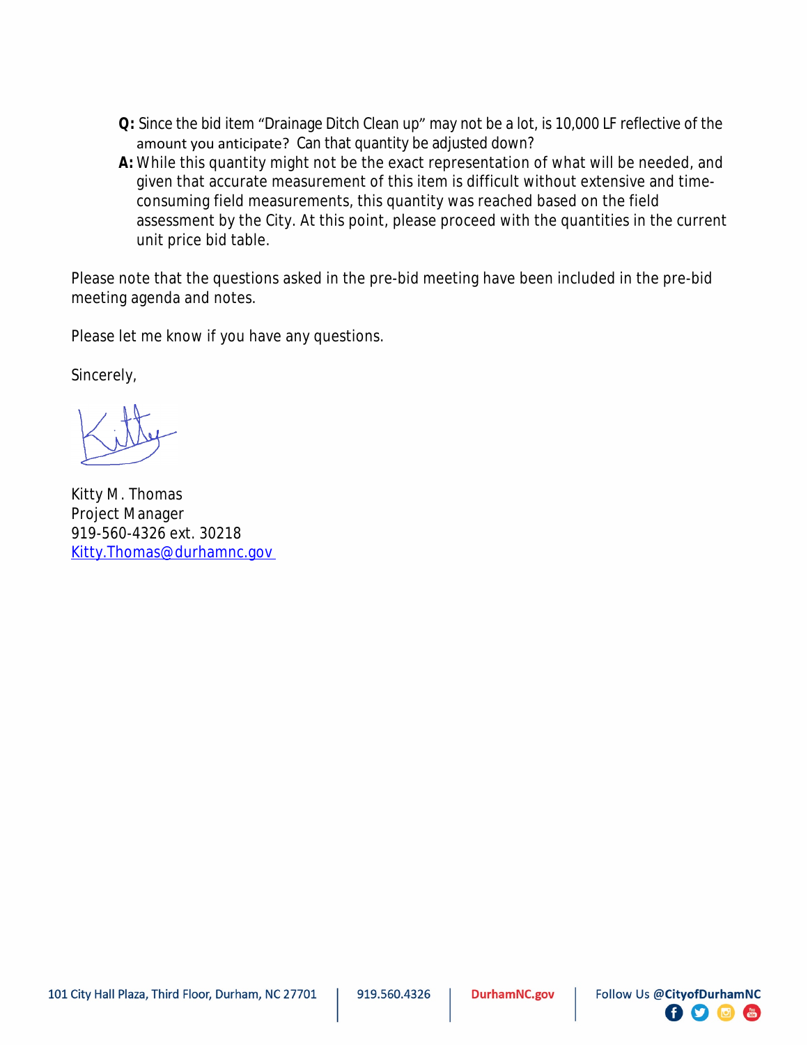**Q:** Since the bid item "Drainage Ditch Clean up" may not be a lot, is 10,000 LF reflective of the amount you anticipate? Can that quantity be adjusted down?

**A:** While this quantity might not be the exact representation of what will be needed, and given that accurate measurement of this item is difficult without extensive and time-consuming field measurements, this quantity was reached based on the field assessment by the City. At this point, please proceed with the quantities in the current unit price bid table.

Please note that the questions asked in the pre-bid meeting have been included in the pre-bid meeting agenda and notes.

Please let me know if you have any questions.

Sincerely,

Kitty M. Thomas
Project Manager
919-560-4326 ext. 30218
[Kitty.Thomas@durhamnc.gov](mailto:Kitty.Thomas@durhamnc.gov)